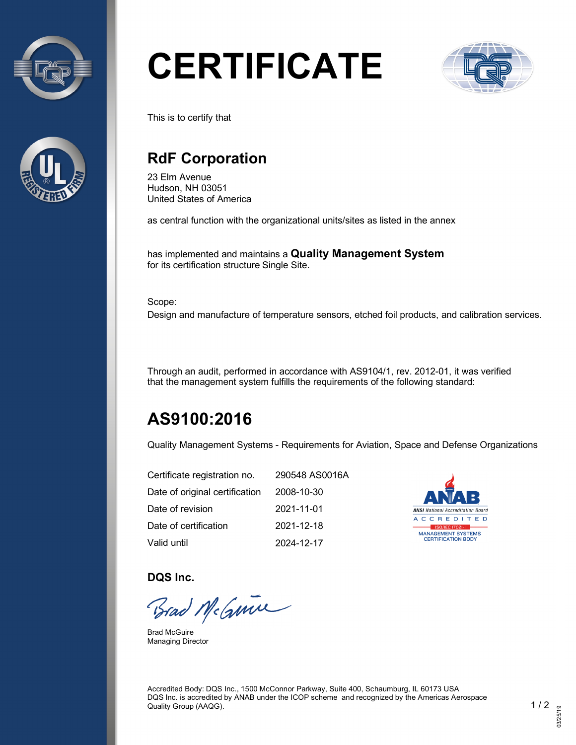# CERTIFICATE

This is to certify that

## RdF Corporation

23 Elm Avenue
Hudson, NH 03051
United States of America

as central function with the organizational units/sites as listed in the annex

has implemented and maintains a **Quality Management System**
for its certification structure Single Site.

Scope:
Design and manufacture of temperature sensors, etched foil products, and calibration services.

Through an audit, performed in accordance with AS9104/1, rev. 2012-01, it was verified that the management system fulfills the requirements of the following standard:

## AS9100:2016

Quality Management Systems - Requirements for Aviation, Space and Defense Organizations

| | |
|---|---|
| Certificate registration no. | 290548 AS0016A |
| Date of original certification | 2008-10-30 |
| Date of revision | 2021-11-01 |
| Date of certification | 2021-12-18 |
| Valid until | 2024-12-17 |

ANAB
ANSI National Accreditation Board
ACCREDITED
ISO/IEC 17021-1
MANAGEMENT SYSTEMS CERTIFICATION BODY

**DQS Inc.**

Brad McGuire
Managing Director

Accredited Body: DQS Inc., 1500 McConnor Parkway, Suite 400, Schaumburg, IL 60173 USA
DQS Inc. is accredited by ANAB under the ICOP scheme and recognized by the Americas Aerospace Quality Group (AAQG).

03/25/19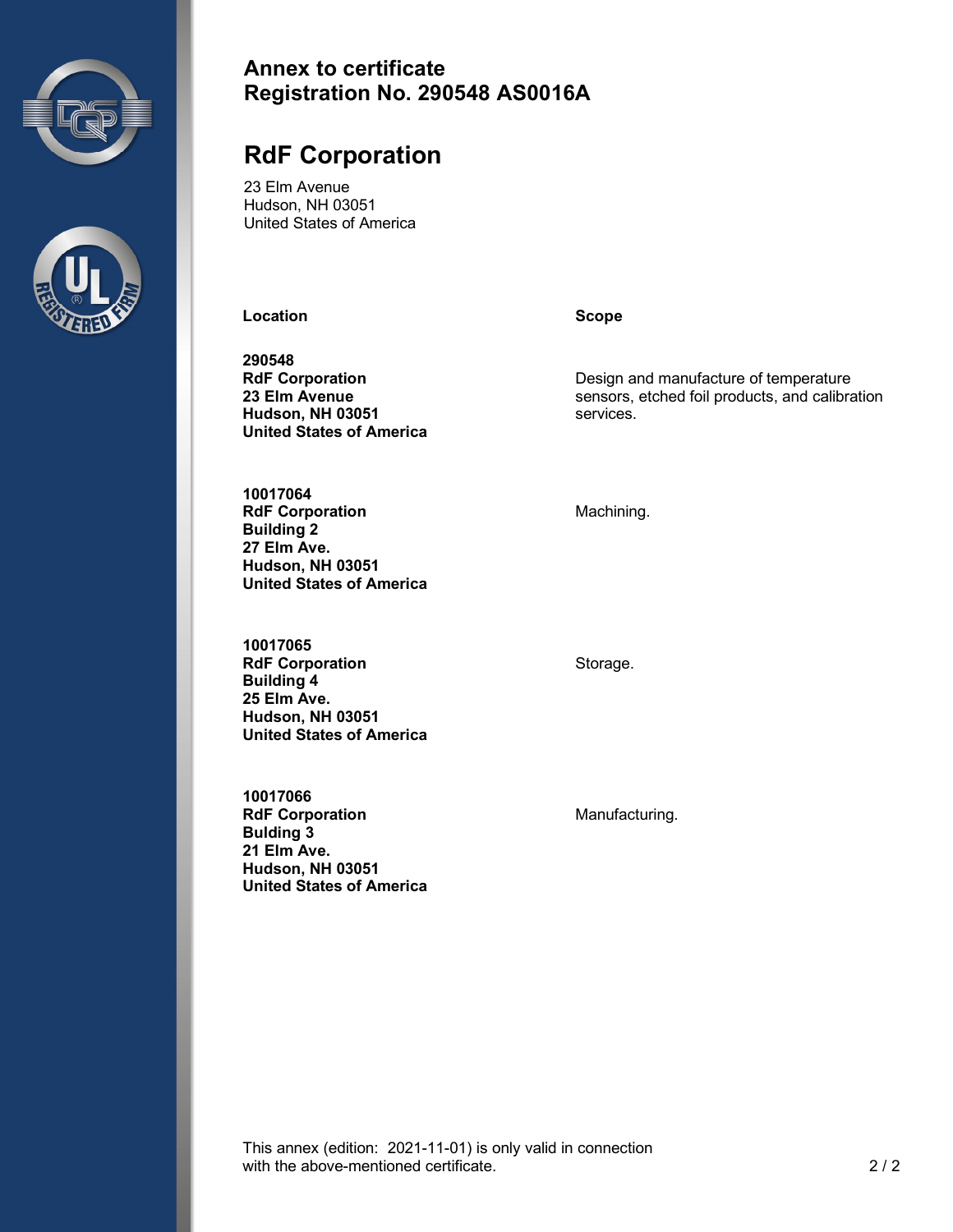# Annex to certificate
# Registration No. 290548 AS0016A

## RdF Corporation

23 Elm Avenue
Hudson, NH 03051
United States of America

| Location | Scope |
| --- | --- |
| **290548**<br>**RdF Corporation**<br>**23 Elm Avenue**<br>**Hudson, NH 03051**<br>**United States of America** | Design and manufacture of temperature sensors, etched foil products, and calibration services. |
| **10017064**<br>**RdF Corporation**<br>**Building 2**<br>**27 Elm Ave.**<br>**Hudson, NH 03051**<br>**United States of America** | Machining. |
| **10017065**<br>**RdF Corporation**<br>**Building 4**<br>**25 Elm Ave.**<br>**Hudson, NH 03051**<br>**United States of America** | Storage. |
| **10017066**<br>**RdF Corporation**<br>**Bulding 3**<br>**21 Elm Ave.**<br>**Hudson, NH 03051**<br>**United States of America** | Manufacturing. |

This annex (edition: 2021-11-01) is only valid in connection with the above-mentioned certificate.